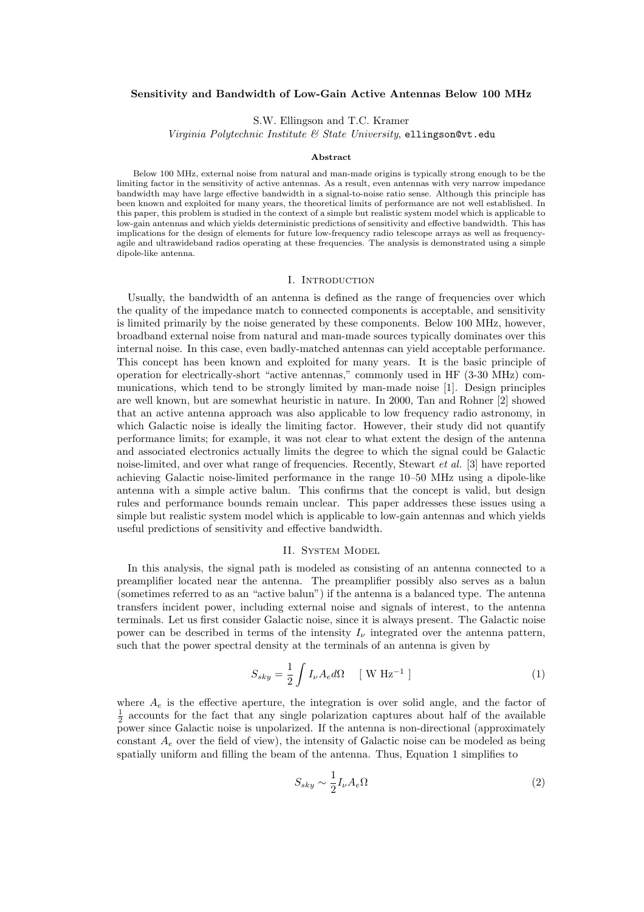# Sensitivity and Bandwidth of Low-Gain Active Antennas Below 100 MHz

S.W. Ellingson and T.C. Kramer

*Virginia Polytechnic Institute & State University*, ellingson@vt.edu

### Abstract

Below 100 MHz, external noise from natural and man-made origins is typically strong enough to be the limiting factor in the sensitivity of active antennas. As a result, even antennas with very narrow impedance bandwidth may have large effective bandwidth in a signal-to-noise ratio sense. Although this principle has been known and exploited for many years, the theoretical limits of performance are not well established. In this paper, this problem is studied in the context of a simple but realistic system model which is applicable to low-gain antennas and which yields deterministic predictions of sensitivity and effective bandwidth. This has implications for the design of elements for future low-frequency radio telescope arrays as well as frequency-agile and ultrawideband radios operating at these frequencies. The analysis is demonstrated using a simple dipole-like antenna.

## I. Introduction

Usually, the bandwidth of an antenna is defined as the range of frequencies over which the quality of the impedance match to connected components is acceptable, and sensitivity is limited primarily by the noise generated by these components. Below 100 MHz, however, broadband external noise from natural and man-made sources typically dominates over this internal noise. In this case, even badly-matched antennas can yield acceptable performance. This concept has been known and exploited for many years. It is the basic principle of operation for electrically-short "active antennas," commonly used in HF (3-30 MHz) communications, which tend to be strongly limited by man-made noise [1]. Design principles are well known, but are somewhat heuristic in nature. In 2000, Tan and Rohner [2] showed that an active antenna approach was also applicable to low frequency radio astronomy, in which Galactic noise is ideally the limiting factor. However, their study did not quantify performance limits; for example, it was not clear to what extent the design of the antenna and associated electronics actually limits the degree to which the signal could be Galactic noise-limited, and over what range of frequencies. Recently, Stewart *et al.* [3] have reported achieving Galactic noise-limited performance in the range 10–50 MHz using a dipole-like antenna with a simple active balun. This confirms that the concept is valid, but design rules and performance bounds remain unclear. This paper addresses these issues using a simple but realistic system model which is applicable to low-gain antennas and which yields useful predictions of sensitivity and effective bandwidth.

## II. System Model

In this analysis, the signal path is modeled as consisting of an antenna connected to a preamplifier located near the antenna. The preamplifier possibly also serves as a balun (sometimes referred to as an "active balun") if the antenna is a balanced type. The antenna transfers incident power, including external noise and signals of interest, to the antenna terminals. Let us first consider Galactic noise, since it is always present. The Galactic noise power can be described in terms of the intensity $I_\nu$ integrated over the antenna pattern, such that the power spectral density at the terminals of an antenna is given by

$$S_{sky} = \frac{1}{2} \int I_\nu A_e d\Omega \quad [\text{ W Hz}^{-1} ] \tag{1}$$

where $A_e$ is the effective aperture, the integration is over solid angle, and the factor of $\frac{1}{2}$ accounts for the fact that any single polarization captures about half of the available power since Galactic noise is unpolarized. If the antenna is non-directional (approximately constant $A_e$ over the field of view), the intensity of Galactic noise can be modeled as being spatially uniform and filling the beam of the antenna. Thus, Equation 1 simplifies to

$$S_{sky} \sim \frac{1}{2} I_\nu A_e \Omega \tag{2}$$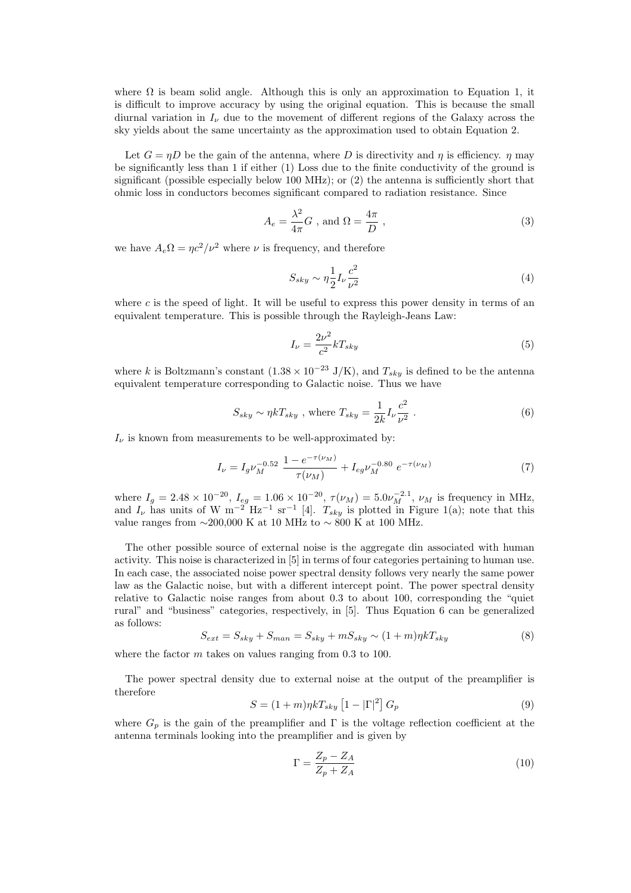where $\Omega$ is beam solid angle. Although this is only an approximation to Equation 1, it is difficult to improve accuracy by using the original equation. This is because the small diurnal variation in $I_\nu$ due to the movement of different regions of the Galaxy across the sky yields about the same uncertainty as the approximation used to obtain Equation 2.

Let $G = \eta D$ be the gain of the antenna, where $D$ is directivity and $\eta$ is efficiency. $\eta$ may be significantly less than 1 if either (1) Loss due to the finite conductivity of the ground is significant (possible especially below 100 MHz); or (2) the antenna is sufficiently short that ohmic loss in conductors becomes significant compared to radiation resistance. Since

$$A_e = \frac{\lambda^2}{4\pi} G \text{ , and } \Omega = \frac{4\pi}{D} \text{ ,} \tag{3}$$

we have $A_e \Omega = \eta c^2/\nu^2$ where $\nu$ is frequency, and therefore

$$S_{sky} \sim \eta \frac{1}{2} I_\nu \frac{c^2}{\nu^2} \tag{4}$$

where $c$ is the speed of light. It will be useful to express this power density in terms of an equivalent temperature. This is possible through the Rayleigh-Jeans Law:

$$I_\nu = \frac{2\nu^2}{c^2} k T_{sky} \tag{5}$$

where $k$ is Boltzmann's constant ($1.38 \times 10^{-23}$ J/K), and $T_{sky}$ is defined to be the antenna equivalent temperature corresponding to Galactic noise. Thus we have

$$S_{sky} \sim \eta k T_{sky} \text{ , where } T_{sky} = \frac{1}{2k} I_\nu \frac{c^2}{\nu^2} \text{ .} \tag{6}$$

$I_\nu$ is known from measurements to be well-approximated by:

$$I_\nu = I_g \nu_M^{-0.52} \, \frac{1 - e^{-\tau(\nu_M)}}{\tau(\nu_M)} + I_{eg} \nu_M^{-0.80} \, e^{-\tau(\nu_M)} \tag{7}$$

where $I_g = 2.48 \times 10^{-20}$, $I_{eg} = 1.06 \times 10^{-20}$, $\tau(\nu_M) = 5.0 \nu_M^{-2.1}$, $\nu_M$ is frequency in MHz, and $I_\nu$ has units of W m$^{-2}$ Hz$^{-1}$ sr$^{-1}$ [4]. $T_{sky}$ is plotted in Figure 1(a); note that this value ranges from ~200,000 K at 10 MHz to ~ 800 K at 100 MHz.

The other possible source of external noise is the aggregate din associated with human activity. This noise is characterized in [5] in terms of four categories pertaining to human use. In each case, the associated noise power spectral density follows very nearly the same power law as the Galactic noise, but with a different intercept point. The power spectral density relative to Galactic noise ranges from about 0.3 to about 100, corresponding the "quiet rural" and "business" categories, respectively, in [5]. Thus Equation 6 can be generalized as follows:

$$S_{ext} = S_{sky} + S_{man} = S_{sky} + m S_{sky} \sim (1 + m) \eta k T_{sky} \tag{8}$$

where the factor $m$ takes on values ranging from 0.3 to 100.

The power spectral density due to external noise at the output of the preamplifier is therefore

$$S = (1 + m) \eta k T_{sky} \left[ 1 - |\Gamma|^2 \right] G_p \tag{9}$$

where $G_p$ is the gain of the preamplifier and $\Gamma$ is the voltage reflection coefficient at the antenna terminals looking into the preamplifier and is given by

$$\Gamma = \frac{Z_p - Z_A}{Z_p + Z_A} \tag{10}$$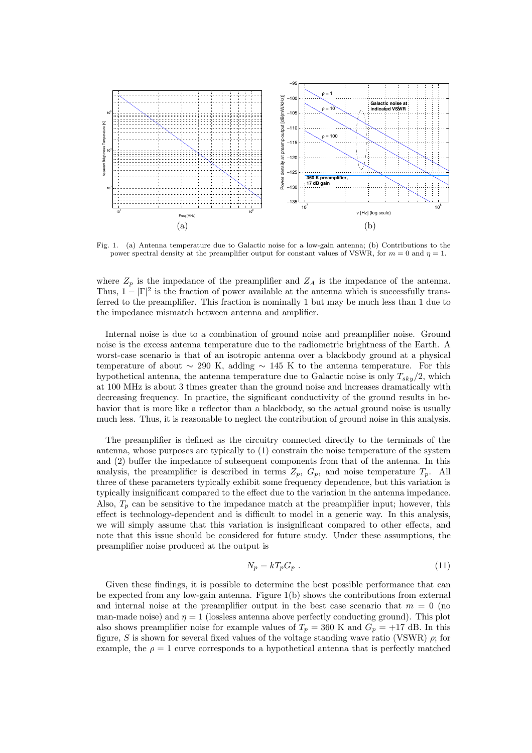Fig. 1. (a) Antenna temperature due to Galactic noise for a low-gain antenna; (b) Contributions to the power spectral density at the preamplifier output for constant values of VSWR, for $m = 0$ and $\eta = 1$.

where $Z_p$ is the impedance of the preamplifier and $Z_A$ is the impedance of the antenna. Thus, $1 - |\Gamma|^2$ is the fraction of power available at the antenna which is successfully transferred to the preamplifier. This fraction is nominally 1 but may be much less than 1 due to the impedance mismatch between antenna and amplifier.

Internal noise is due to a combination of ground noise and preamplifier noise. Ground noise is the excess antenna temperature due to the radiometric brightness of the Earth. A worst-case scenario is that of an isotropic antenna over a blackbody ground at a physical temperature of about $\sim 290$ K, adding $\sim 145$ K to the antenna temperature. For this hypothetical antenna, the antenna temperature due to Galactic noise is only $T_{sky}/2$, which at 100 MHz is about 3 times greater than the ground noise and increases dramatically with decreasing frequency. In practice, the significant conductivity of the ground results in behavior that is more like a reflector than a blackbody, so the actual ground noise is usually much less. Thus, it is reasonable to neglect the contribution of ground noise in this analysis.

The preamplifier is defined as the circuitry connected directly to the terminals of the antenna, whose purposes are typically to (1) constrain the noise temperature of the system and (2) buffer the impedance of subsequent components from that of the antenna. In this analysis, the preamplifier is described in terms $Z_p$, $G_p$, and noise temperature $T_p$. All three of these parameters typically exhibit some frequency dependence, but this variation is typically insignificant compared to the effect due to the variation in the antenna impedance. Also, $T_p$ can be sensitive to the impedance match at the preamplifier input; however, this effect is technology-dependent and is difficult to model in a generic way. In this analysis, we will simply assume that this variation is insignificant compared to other effects, and note that this issue should be considered for future study. Under these assumptions, the preamplifier noise produced at the output is

$$N_p = kT_pG_p \; . \tag{11}$$

Given these findings, it is possible to determine the best possible performance that can be expected from any low-gain antenna. Figure 1(b) shows the contributions from external and internal noise at the preamplifier output in the best case scenario that $m = 0$ (no man-made noise) and $\eta = 1$ (lossless antenna above perfectly conducting ground). This plot also shows preamplifier noise for example values of $T_p = 360$ K and $G_p = +17$ dB. In this figure, $S$ is shown for several fixed values of the voltage standing wave ratio (VSWR) $\rho$; for example, the $\rho = 1$ curve corresponds to a hypothetical antenna that is perfectly matched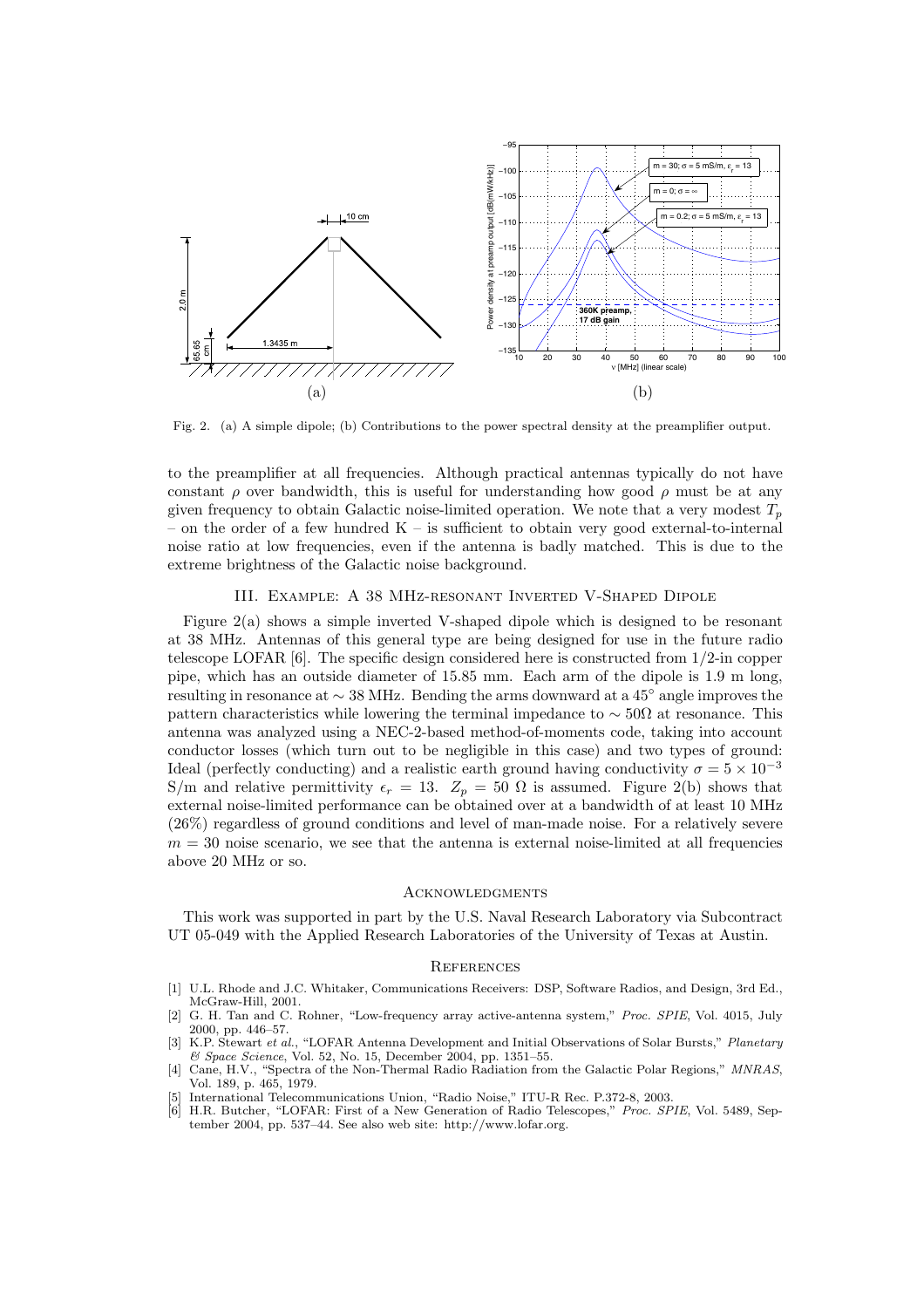10 cm

2.0 m

65.65 cm

1.3435 m

(a)

−95
−100
−105
−110
−115
−120
−125
−130
−135

Power density at preamp output [dB(mW/kHz)]

m = 30; σ = 5 mS/m, $\epsilon_r$ = 13

m = 0; σ = ∞

m = 0.2; σ = 5 mS/m, $\epsilon_r$ = 13

360K preamp, 17 dB gain

10 20 30 40 50 60 70 80 90 100

ν [MHz] (linear scale)

(b)

Fig. 2. (a) A simple dipole; (b) Contributions to the power spectral density at the preamplifier output.

to the preamplifier at all frequencies. Although practical antennas typically do not have constant $\rho$ over bandwidth, this is useful for understanding how good $\rho$ must be at any given frequency to obtain Galactic noise-limited operation. We note that a very modest $T_p$ – on the order of a few hundred K – is sufficient to obtain very good external-to-internal noise ratio at low frequencies, even if the antenna is badly matched. This is due to the extreme brightness of the Galactic noise background.

## III. Example: A 38 MHz-resonant Inverted V-Shaped Dipole

Figure 2(a) shows a simple inverted V-shaped dipole which is designed to be resonant at 38 MHz. Antennas of this general type are being designed for use in the future radio telescope LOFAR [6]. The specific design considered here is constructed from 1/2-in copper pipe, which has an outside diameter of 15.85 mm. Each arm of the dipole is 1.9 m long, resulting in resonance at $\sim$ 38 MHz. Bending the arms downward at a 45° angle improves the pattern characteristics while lowering the terminal impedance to $\sim 50\Omega$ at resonance. This antenna was analyzed using a NEC-2-based method-of-moments code, taking into account conductor losses (which turn out to be negligible in this case) and two types of ground: Ideal (perfectly conducting) and a realistic earth ground having conductivity $\sigma = 5 \times 10^{-3}$ S/m and relative permittivity $\epsilon_r = 13$. $Z_p = 50\ \Omega$ is assumed. Figure 2(b) shows that external noise-limited performance can be obtained over at a bandwidth of at least 10 MHz (26%) regardless of ground conditions and level of man-made noise. For a relatively severe $m = 30$ noise scenario, we see that the antenna is external noise-limited at all frequencies above 20 MHz or so.

## Acknowledgments

This work was supported in part by the U.S. Naval Research Laboratory via Subcontract UT 05-049 with the Applied Research Laboratories of the University of Texas at Austin.

## References

[1] U.L. Rhode and J.C. Whitaker, Communications Receivers: DSP, Software Radios, and Design, 3rd Ed., McGraw-Hill, 2001.

[2] G. H. Tan and C. Rohner, "Low-frequency array active-antenna system," *Proc. SPIE*, Vol. 4015, July 2000, pp. 446–57.

[3] K.P. Stewart *et al.*, "LOFAR Antenna Development and Initial Observations of Solar Bursts," *Planetary & Space Science*, Vol. 52, No. 15, December 2004, pp. 1351–55.

[4] Cane, H.V., "Spectra of the Non-Thermal Radio Radiation from the Galactic Polar Regions," *MNRAS*, Vol. 189, p. 465, 1979.

[5] International Telecommunications Union, "Radio Noise," ITU-R Rec. P.372-8, 2003.

[6] H.R. Butcher, "LOFAR: First of a New Generation of Radio Telescopes," *Proc. SPIE*, Vol. 5489, September 2004, pp. 537–44. See also web site: http://www.lofar.org.